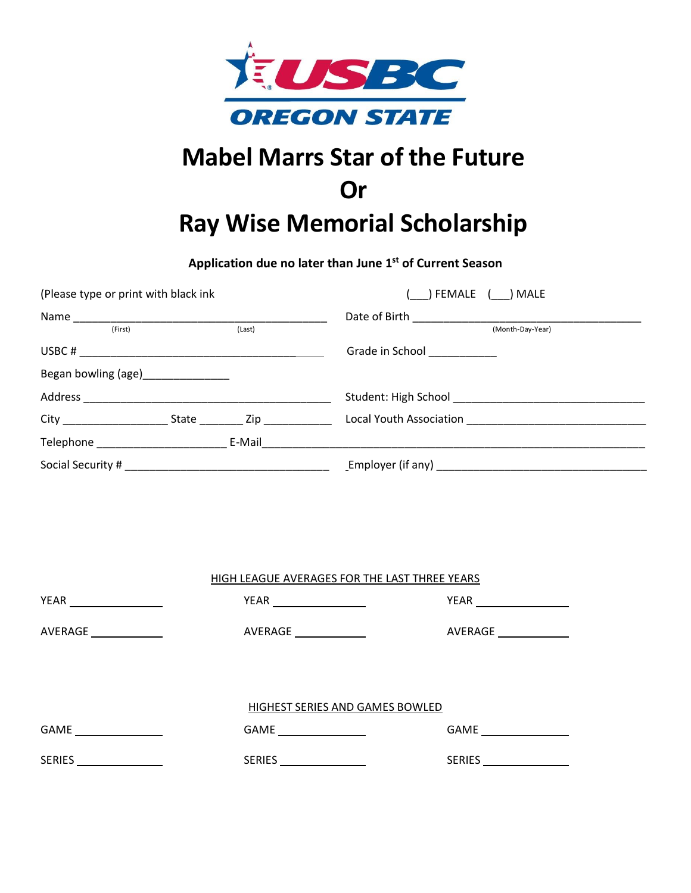USBC OREGON STATE

# Mabel Marrs Star of the Future
# Or
# Ray Wise Memorial Scholarship

**Application due no later than June 1st of Current Season**

(Please type or print with black ink) (___) FEMALE (___) MALE

Name ________________________________________ Date of Birth ____________________________________
(First) (Last) (Month-Day-Year)

USB C # ____________________________________ Grade in School __________

Began bowling (age)_____________

Address _______________________________________ Student: High School _____________________________

City ________________ State _______ Zip __________ Local Youth Association ____________________________

Telephone ____________________ E-Mail_____________________________________________________________

Social Security # _______________________________ Employer (if any) _________________________________

HIGH LEAGUE AVERAGES FOR THE LAST THREE YEARS

YEAR ____________ YEAR ____________ YEAR ____________

AVERAGE ____________ AVERAGE ____________ AVERAGE ____________

HIGHEST SERIES AND GAMES BOWLED

GAME ____________ GAME ____________ GAME ____________

SERIES ____________ SERIES ____________ SERIES ____________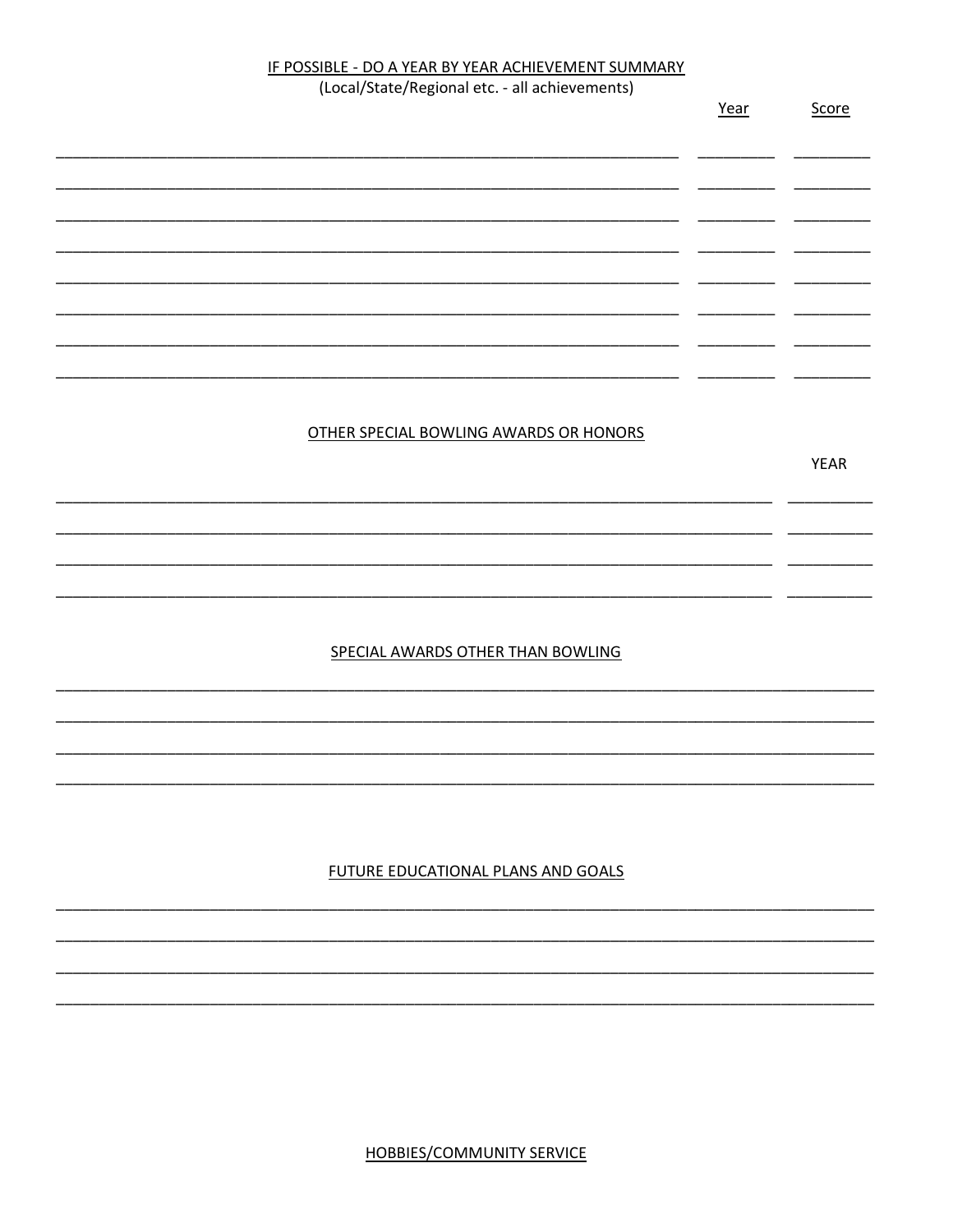IF POSSIBLE - DO A YEAR BY YEAR ACHIEVEMENT SUMMARY

(Local/State/Regional etc. - all achievements)

| | Year | Score |
|---|---|---|
| ___________________________________________ | _________ | _________ |
| ___________________________________________ | _________ | _________ |
| ___________________________________________ | _________ | _________ |
| ___________________________________________ | _________ | _________ |
| ___________________________________________ | _________ | _________ |
| ___________________________________________ | _________ | _________ |
| ___________________________________________ | _________ | _________ |
| ___________________________________________ | _________ | _________ |

OTHER SPECIAL BOWLING AWARDS OR HONORS

| | YEAR |
|---|---|
| ___________________________________________ | _________ |
| ___________________________________________ | _________ |
| ___________________________________________ | _________ |
| ___________________________________________ | _________ |

SPECIAL AWARDS OTHER THAN BOWLING

_______________________________________________________________

_______________________________________________________________

_______________________________________________________________

_______________________________________________________________

FUTURE EDUCATIONAL PLANS AND GOALS

_______________________________________________________________

_______________________________________________________________

_______________________________________________________________

_______________________________________________________________

HOBBIES/COMMUNITY SERVICE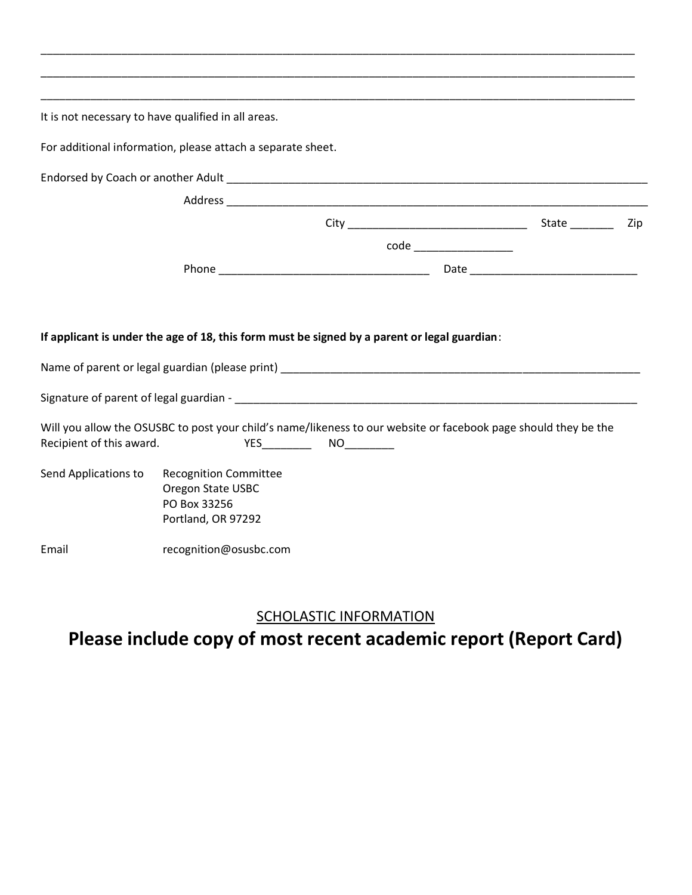_______________________________________________________________________________________________

_______________________________________________________________________________________________

_______________________________________________________________________________________________

It is not necessary to have qualified in all areas.

For additional information, please attach a separate sheet.

Endorsed by Coach or another Adult ____________________________________________________________________

Address ____________________________________________________________________

City ____________________________ State _______ Zip code ________________

Phone _________________________________ Date __________________________

**If applicant is under the age of 18, this form must be signed by a parent or legal guardian**:

Name of parent or legal guardian (please print) ________________________________________________________

Signature of parent of legal guardian - ________________________________________________________________

Will you allow the OSUSBC to post your child's name/likeness to our website or facebook page should they be the Recipient of this award. YES________ NO________

Send Applications to
Recognition Committee
Oregon State USBC
PO Box 33256
Portland, OR 97292

Email recognition@osusbc.com

## SCHOLASTIC INFORMATION

# Please include copy of most recent academic report (Report Card)